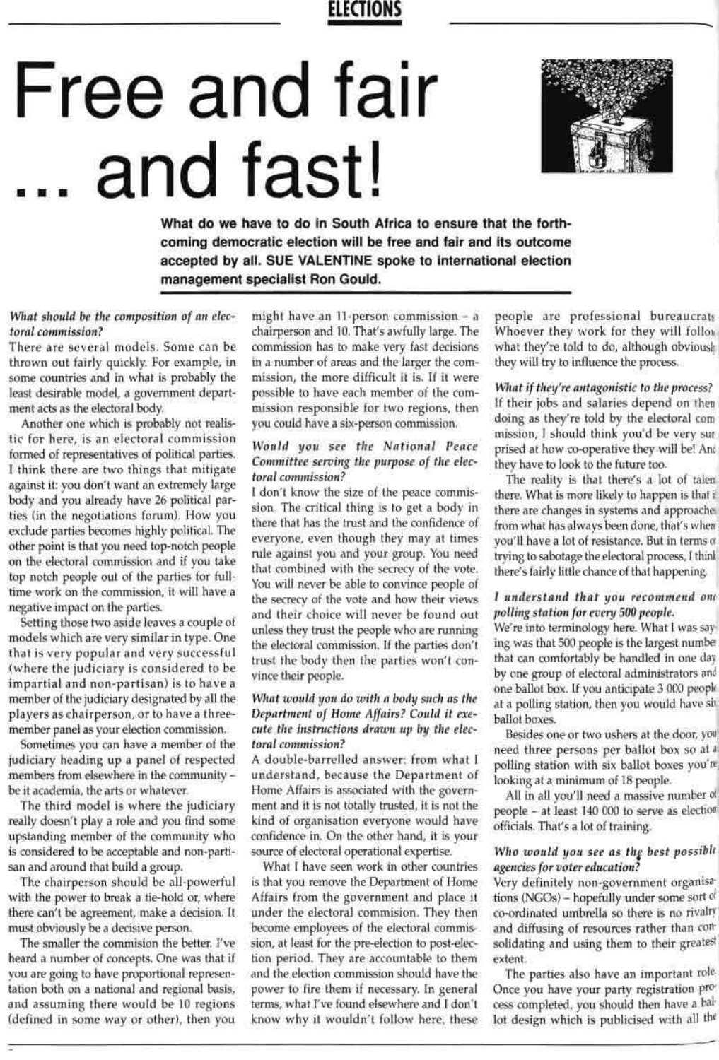# Free and fair ... and fast!

**What do we have to do in South Africa to ensure that the forthcoming democratic election will be free and fair and its outcome accepted by all. SUE VALENTINE spoke to international election management specialist Ron Gould.**

***What should be the composition of an electoral commission?***

There are several models. Some can be thrown out fairly quickly. For example, in some countries and in what is probably the least desirable model, a government department acts as the electoral body.

Another one which is probably not realistic for here, is an electoral commission formed of representatives of political parties. I think there are two things that mitigate against it: you don't want an extremely large body and you already have 26 political parties (in the negotiations forum). How you exclude parties becomes highly political. The other point is that you need top-notch people on the electoral commission and if you take top notch people out of the parties for full-time work on the commission, it will have a negative impact on the parties.

Setting those two aside leaves a couple of models which are very similar in type. One that is very popular and very successful (where the judiciary is considered to be impartial and non-partisan) is to have a member of the judiciary designated by all the players as chairperson, or to have a three-member panel as your election commission.

Sometimes you can have a member of the judiciary heading up a panel of respected members from elsewhere in the community – be it academia, the arts or whatever.

The third model is where the judiciary really doesn't play a role and you find some upstanding member of the community who is considered to be acceptable and non-partisan and around that build a group.

The chairperson should be all-powerful with the power to break a tie-hold or, where there can't be agreement, make a decision. It must obviously be a decisive person.

The smaller the commision the better. I've heard a number of concepts. One was that if you are going to have proportional representation both on a national and regional basis, and assuming there would be 10 regions (defined in some way or other), then you might have an 11-person commission – a chairperson and 10. That's awfully large. The commission has to make very fast decisions in a number of areas and the larger the commission, the more difficult it is. If it were possible to have each member of the commission responsible for two regions, then you could have a six-person commission.

***Would you see the National Peace Committee serving the purpose of the electoral commission?***

I don't know the size of the peace commission. The critical thing is to get a body in there that has the trust and the confidence of everyone, even though they may at times rule against you and your group. You need that combined with the secrecy of the vote. You will never be able to convince people of the secrecy of the vote and how their views and their choice will never be found out unless they trust the people who are running the electoral commission. If the parties don't trust the body then the parties won't convince their people.

***What would you do with a body such as the Department of Home Affairs? Could it execute the instructions drawn up by the electoral commission?***

A double-barrelled answer: from what I understand, because the Department of Home Affairs is associated with the government and it is not totally trusted, it is not the kind of organisation everyone would have confidence in. On the other hand, it is your source of electoral operational expertise.

What I have seen work in other countries is that you remove the Department of Home Affairs from the government and place it under the electoral commision. They then become employees of the electoral commission, at least for the pre-election to post-election period. They are accountable to them and the election commission should have the power to fire them if necessary. In general terms, what I've found elsewhere and I don't know why it wouldn't follow here, these people are professional bureaucrats. Whoever they work for they will follow what they're told to do, although obviously they will try to influence the process.

***What if they're antagonistic to the process?***

If their jobs and salaries depend on them doing as they're told by the electoral commission, I should think you'd be very surprised at how co-operative they will be! And they have to look to the future too.

The reality is that there's a lot of talent there. What is more likely to happen is that if there are changes in systems and approaches from what has always been done, that's where you'll have a lot of resistance. But in terms of trying to sabotage the electoral process, I think there's fairly little chance of that happening.

***I understand that you recommend one polling station for every 500 people.***

We're into terminology here. What I was saying was that 500 people is the largest number that can comfortably be handled in one day by one group of electoral administrators and one ballot box. If you anticipate 3 000 people at a polling station, then you would have six ballot boxes.

Besides one or two ushers at the door, you need three persons per ballot box so at a polling station with six ballot boxes you're looking at a minimum of 18 people.

All in all you'll need a massive number of people – at least 140 000 to serve as election officials. That's a lot of training.

***Who would you see as the best possible agencies for voter education?***

Very definitely non-government organisations (NGOs) – hopefully under some sort of co-ordinated umbrella so there is no rivalry and diffusing of resources rather than consolidating and using them to their greatest extent.

The parties also have an important role. Once you have your party registration process completed, you should then have a ballot design which is publicised with all the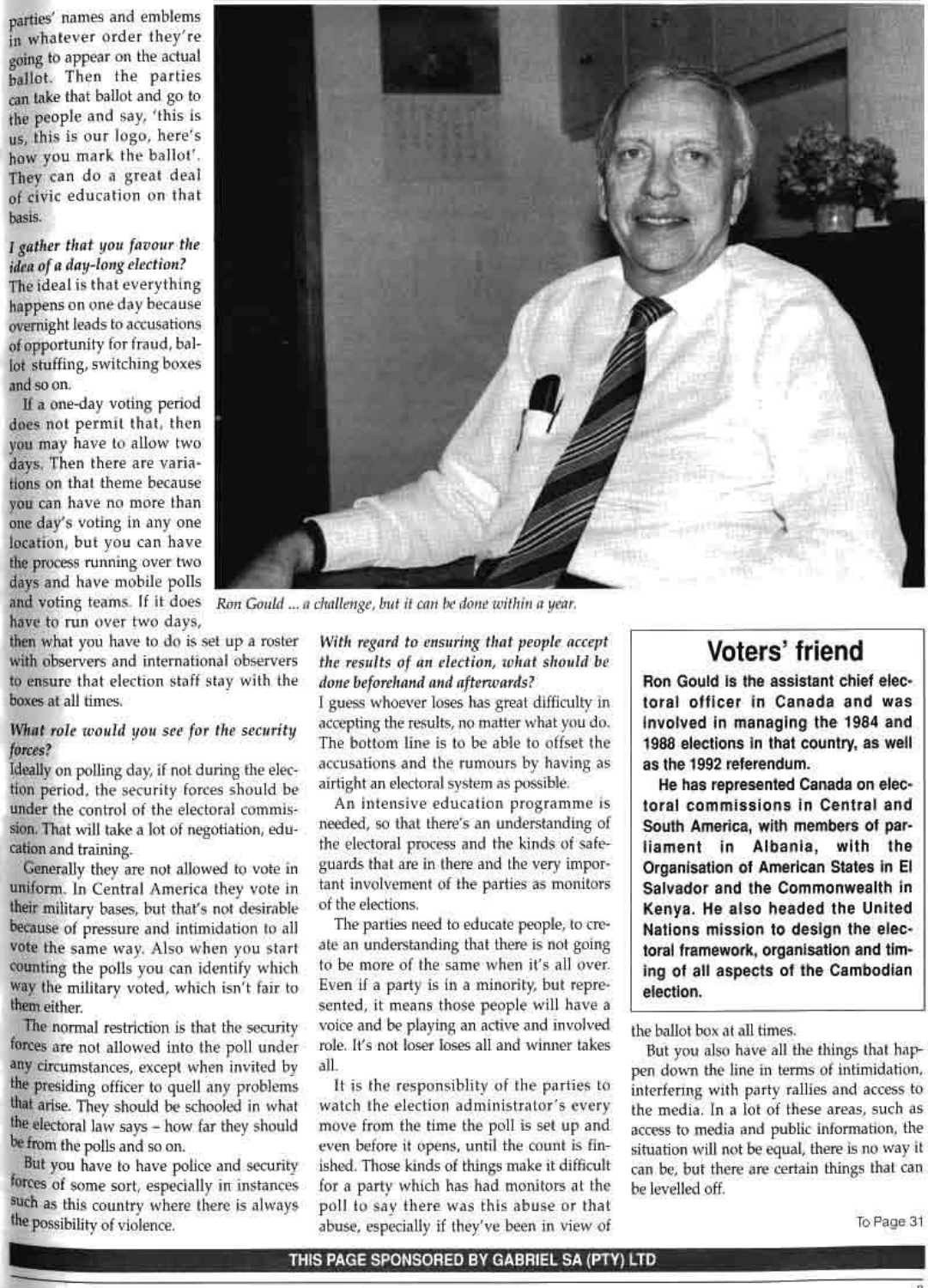parties' names and emblems in whatever order they're going to appear on the actual ballot. Then the parties can take that ballot and go to the people and say, 'this is us, this is our logo, here's how you mark the ballot'. They can do a great deal of civic education on that basis.

*I gather that you favour the idea of a day-long election?*

The ideal is that everything happens on one day because overnight leads to accusations of opportunity for fraud, ballot stuffing, switching boxes and so on.

If a one-day voting period does not permit that, then you may have to allow two days. Then there are variations on that theme because you can have no more than one day's voting in any one location, but you can have the process running over two days and have mobile polls and voting teams. If it does have to run over two days, then what you have to do is set up a roster with observers and international observers to ensure that election staff stay with the boxes at all times.

Ron Gould ... a challenge, but it can be done within a year.

*What role would you see for the security forces?*

Ideally on polling day, if not during the election period, the security forces should be under the control of the electoral commission. That will take a lot of negotiation, education and training.

Generally they are not allowed to vote in uniform. In Central America they vote in their military bases, but that's not desirable because of pressure and intimidation to all vote the same way. Also when you start counting the polls you can identify which way the military voted, which isn't fair to them either.

The normal restriction is that the security forces are not allowed into the poll under any circumstances, except when invited by the presiding officer to quell any problems that arise. They should be schooled in what the electoral law says – how far they should be from the polls and so on.

But you have to have police and security forces of some sort, especially in instances such as this country where there is always the possibility of violence.

*With regard to ensuring that people accept the results of an election, what should be done beforehand and afterwards?*

I guess whoever loses has great difficulty in accepting the results, no matter what you do. The bottom line is to be able to offset the accusations and the rumours by having as airtight an electoral system as possible.

An intensive education programme is needed, so that there's an understanding of the electoral process and the kinds of safeguards that are in there and the very important involvement of the parties as monitors of the elections.

The parties need to educate people, to create an understanding that there is not going to be more of the same when it's all over. Even if a party is in a minority, but represented, it means those people will have a voice and be playing an active and involved role. It's not loser loses all and winner takes all.

It is the responsiblity of the parties to watch the election administrator's every move from the time the poll is set up and even before it opens, until the count is finished. Those kinds of things make it difficult for a party which has had monitors at the poll to say there was this abuse or that abuse, especially if they've been in view of the ballot box at all times.

But you also have all the things that happen down the line in terms of intimidation, interfering with party rallies and access to the media. In a lot of these areas, such as access to media and public information, the situation will not be equal, there is no way it can be, but there are certain things that can be levelled off.

## Voters' friend

**Ron Gould is the assistant chief electoral officer in Canada and was involved in managing the 1984 and 1988 elections in that country, as well as the 1992 referendum.**

**He has represented Canada on electoral commissions in Central and South America, with members of parliament in Albania, with the Organisation of American States in El Salvador and the Commonwealth in Kenya. He also headed the United Nations mission to design the electoral framework, organisation and timing of all aspects of the Cambodian election.**

To Page 31

THIS PAGE SPONSORED BY GABRIEL SA (PTY) LTD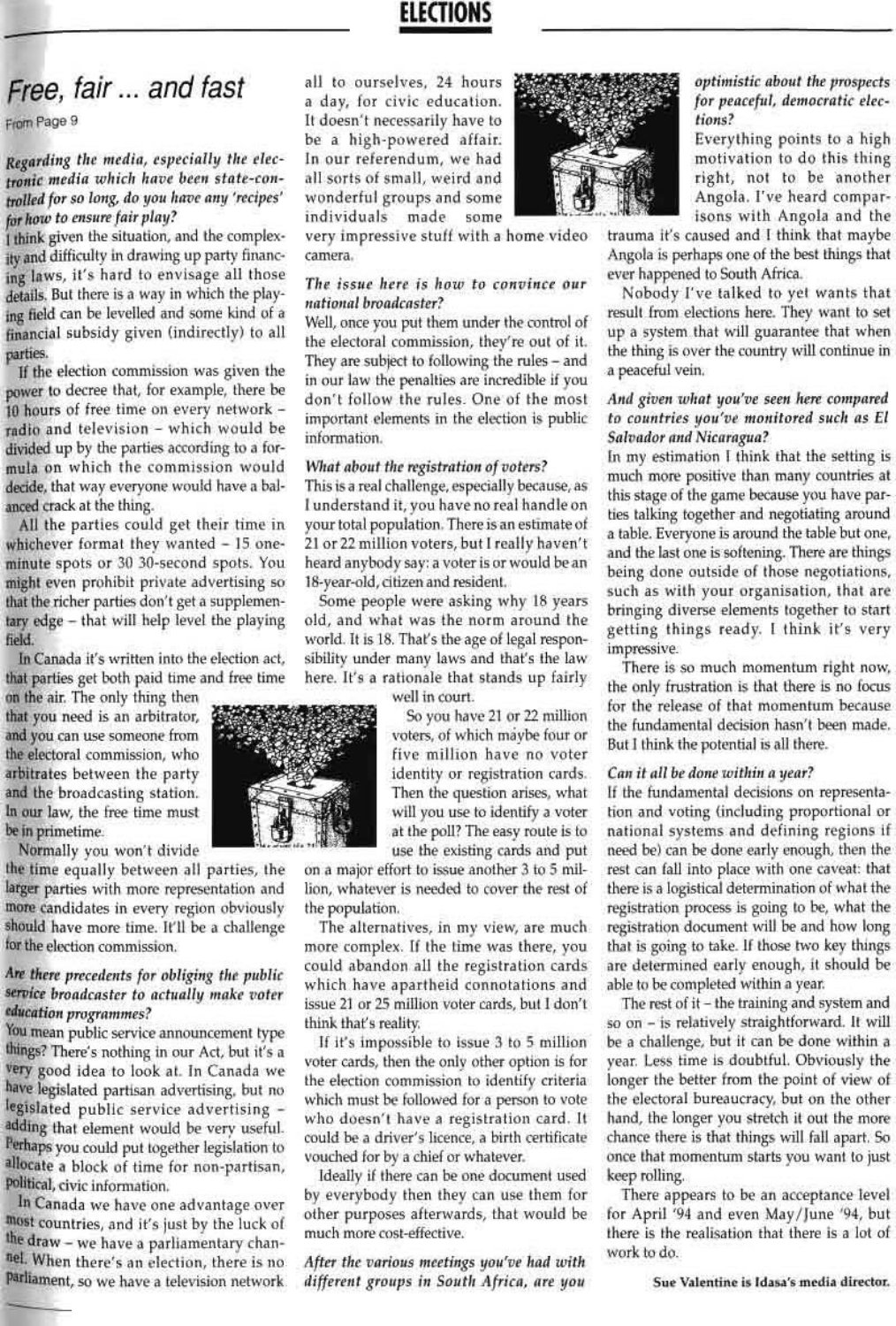# Free, fair ... and fast

From Page 9

***Regarding the media, especially the electronic media which have been state-controlled for so long, do you have any 'recipes' for how to ensure fair play?***

I think given the situation, and the complexity and difficulty in drawing up party financing laws, it's hard to envisage all those details. But there is a way in which the playing field can be levelled and some kind of a financial subsidy given (indirectly) to all parties.

If the election commission was given the power to decree that, for example, there be 10 hours of free time on every network – radio and television – which would be divided up by the parties according to a formula on which the commission would decide, that way everyone would have a balanced crack at the thing.

All the parties could get their time in whichever format they wanted – 15 one-minute spots or 30 30-second spots. You might even prohibit private advertising so that the richer parties don't get a supplementary edge – that will help level the playing field.

In Canada it's written into the election act, that parties get both paid time and free time on the air. The only thing then that you need is an arbitrator, and you can use someone from the electoral commission, who arbitrates between the party and the broadcasting station. In our law, the free time must be in primetime.

Normally you won't divide the time equally between all parties, the larger parties with more representation and more candidates in every region obviously should have more time. It'll be a challenge for the election commission.

***Are there precedents for obliging the public service broadcaster to actually make voter education programmes?***

You mean public service announcement type things? There's nothing in our Act, but it's a very good idea to look at. In Canada we have legislated partisan advertising, but no legislated public service advertising – adding that element would be very useful. Perhaps you could put together legislation to allocate a block of time for non-partisan, political, civic information.

In Canada we have one advantage over most countries, and it's just by the luck of the draw – we have a parliamentary channel. When there's an election, there is no Parliament, so we have a television network all to ourselves, 24 hours a day, for civic education. It doesn't necessarily have to be a high-powered affair. In our referendum, we had all sorts of small, weird and wonderful groups and some individuals made some very impressive stuff with a home video camera.

***The issue here is how to convince our national broadcaster?***

Well, once you put them under the control of the electoral commission, they're out of it. They are subject to following the rules – and in our law the penalties are incredible if you don't follow the rules. One of the most important elements in the election is public information.

***What about the registration of voters?***

This is a real challenge, especially because, as I understand it, you have no real handle on your total population. There is an estimate of 21 or 22 million voters, but I really haven't heard anybody say: a voter is or would be an 18-year-old, citizen and resident.

Some people were asking why 18 years old, and what was the norm around the world. It is 18. That's the age of legal responsibility under many laws and that's the law here. It's a rationale that stands up fairly well in court.

So you have 21 or 22 million voters, of which maybe four or five million have no voter identity or registration cards. Then the question arises, what will you use to identify a voter at the poll? The easy route is to use the existing cards and put on a major effort to issue another 3 to 5 million, whatever is needed to cover the rest of the population.

The alternatives, in my view, are much more complex. If the time was there, you could abandon all the registration cards which have apartheid connotations and issue 21 or 25 million voter cards, but I don't think that's reality.

If it's impossible to issue 3 to 5 million voter cards, then the only other option is for the election commission to identify criteria which must be followed for a person to vote who doesn't have a registration card. It could be a driver's licence, a birth certificate vouched for by a chief or whatever.

Ideally if there can be one document used by everybody then they can use them for other purposes afterwards, that would be much more cost-effective.

***After the various meetings you've had with different groups in South Africa, are you optimistic about the prospects for peaceful, democratic elections?***

Everything points to a high motivation to do this thing right, not to be another Angola. I've heard comparisons with Angola and the trauma it's caused and I think that maybe Angola is perhaps one of the best things that ever happened to South Africa.

Nobody I've talked to yet wants that result from elections here. They want to set up a system that will guarantee that when the thing is over the country will continue in a peaceful vein.

***And given what you've seen here compared to countries you've monitored such as El Salvador and Nicaragua?***

In my estimation I think that the setting is much more positive than many countries at this stage of the game because you have parties talking together and negotiating around a table. Everyone is around the table but one, and the last one is softening. There are things being done outside of those negotiations, such as with your organisation, that are bringing diverse elements together to start getting things ready. I think it's very impressive.

There is so much momentum right now, the only frustration is that there is no focus for the release of that momentum because the fundamental decision hasn't been made. But I think the potential is all there.

***Can it all be done within a year?***

If the fundamental decisions on representation and voting (including proportional or national systems and defining regions if need be) can be done early enough, then the rest can fall into place with one caveat: that there is a logistical determination of what the registration process is going to be, what the registration document will be and how long that is going to take. If those two key things are determined early enough, it should be able to be completed within a year.

The rest of it – the training and system and so on – is relatively straightforward. It will be a challenge, but it can be done within a year. Less time is doubtful. Obviously the longer the better from the point of view of the electoral bureaucracy, but on the other hand, the longer you stretch it out the more chance there is that things will fall apart. So once that momentum starts you want to just keep rolling.

There appears to be an acceptance level for April '94 and even May/June '94, but there is the realisation that there is a lot of work to do.

**Sue Valentine is Idasa's media director.**